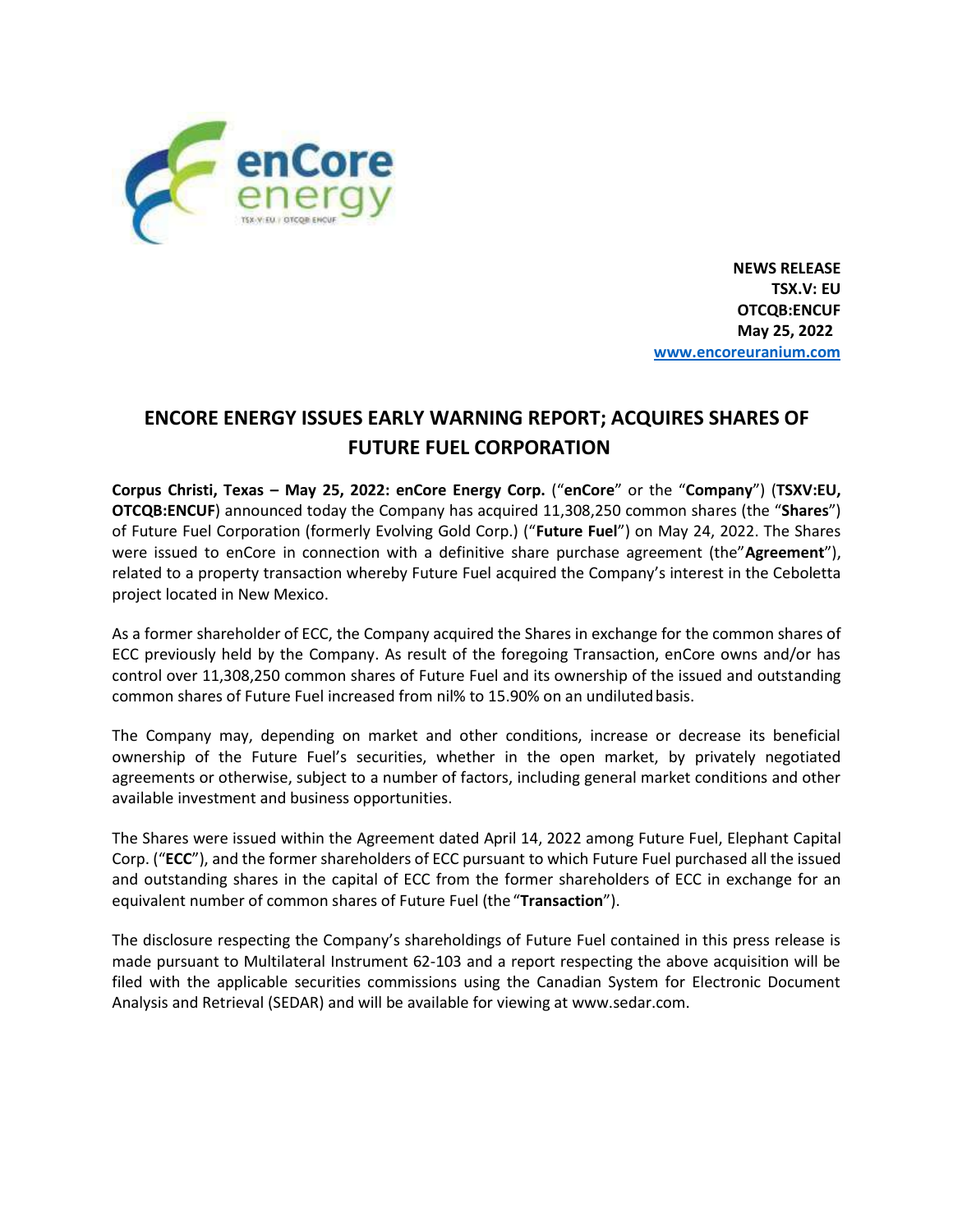**NEWS RELEASE**
**TSX.V: EU**
**OTCQB:ENCUF**
**May 25, 2022**
**[www.encoreuranium.com](http://www.encoreuranium.com)**

# ENCORE ENERGY ISSUES EARLY WARNING REPORT; ACQUIRES SHARES OF FUTURE FUEL CORPORATION

**Corpus Christi, Texas – May 25, 2022: enCore Energy Corp.** ("**enCore**" or the "**Company**") (**TSXV:EU, OTCQB:ENCUF**) announced today the Company has acquired 11,308,250 common shares (the "**Shares**") of Future Fuel Corporation (formerly Evolving Gold Corp.) ("**Future Fuel**") on May 24, 2022. The Shares were issued to enCore in connection with a definitive share purchase agreement (the"**Agreement**"), related to a property transaction whereby Future Fuel acquired the Company's interest in the Ceboletta project located in New Mexico.

As a former shareholder of ECC, the Company acquired the Shares in exchange for the common shares of ECC previously held by the Company. As result of the foregoing Transaction, enCore owns and/or has control over 11,308,250 common shares of Future Fuel and its ownership of the issued and outstanding common shares of Future Fuel increased from nil% to 15.90% on an undiluted basis.

The Company may, depending on market and other conditions, increase or decrease its beneficial ownership of the Future Fuel's securities, whether in the open market, by privately negotiated agreements or otherwise, subject to a number of factors, including general market conditions and other available investment and business opportunities.

The Shares were issued within the Agreement dated April 14, 2022 among Future Fuel, Elephant Capital Corp. ("**ECC**"), and the former shareholders of ECC pursuant to which Future Fuel purchased all the issued and outstanding shares in the capital of ECC from the former shareholders of ECC in exchange for an equivalent number of common shares of Future Fuel (the "**Transaction**").

The disclosure respecting the Company's shareholdings of Future Fuel contained in this press release is made pursuant to Multilateral Instrument 62-103 and a report respecting the above acquisition will be filed with the applicable securities commissions using the Canadian System for Electronic Document Analysis and Retrieval (SEDAR) and will be available for viewing at www.sedar.com.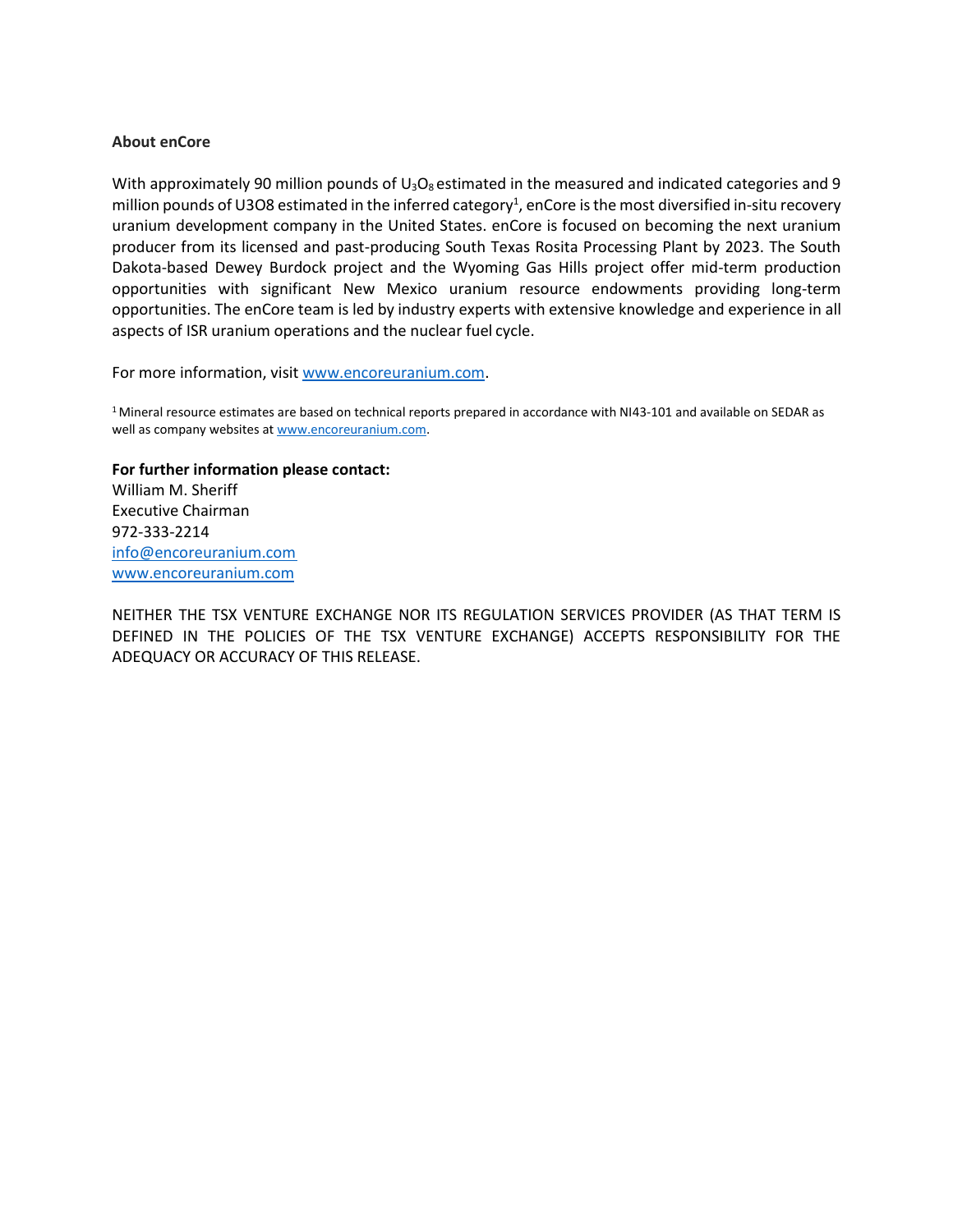**About enCore**

With approximately 90 million pounds of $U_3O_8$ estimated in the measured and indicated categories and 9 million pounds of U3O8 estimated in the inferred category[1], enCore is the most diversified in-situ recovery uranium development company in the United States. enCore is focused on becoming the next uranium producer from its licensed and past-producing South Texas Rosita Processing Plant by 2023. The South Dakota-based Dewey Burdock project and the Wyoming Gas Hills project offer mid-term production opportunities with significant New Mexico uranium resource endowments providing long-term opportunities. The enCore team is led by industry experts with extensive knowledge and experience in all aspects of ISR uranium operations and the nuclear fuel cycle.

For more information, visit www.encoreuranium.com.

[1] Mineral resource estimates are based on technical reports prepared in accordance with NI43-101 and available on SEDAR as well as company websites at www.encoreuranium.com.

**For further information please contact:**
William M. Sheriff
Executive Chairman
972-333-2214
info@encoreuranium.com
www.encoreuranium.com

NEITHER THE TSX VENTURE EXCHANGE NOR ITS REGULATION SERVICES PROVIDER (AS THAT TERM IS DEFINED IN THE POLICIES OF THE TSX VENTURE EXCHANGE) ACCEPTS RESPONSIBILITY FOR THE ADEQUACY OR ACCURACY OF THIS RELEASE.